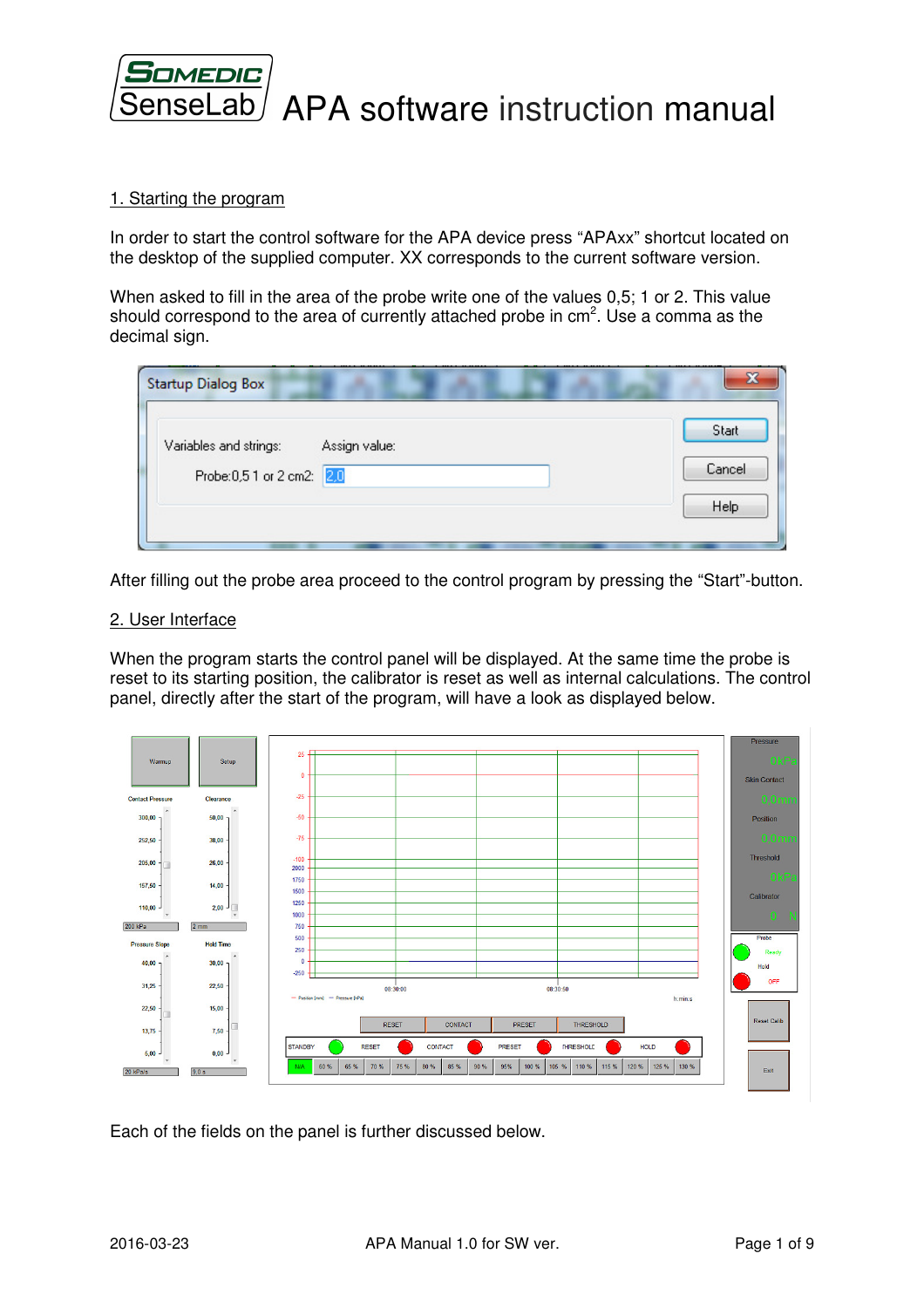# APA software instruction manual

## 1. Starting the program

In order to start the control software for the APA device press “APAxx” shortcut located on the desktop of the supplied computer. XX corresponds to the current software version.

When asked to fill in the area of the probe write one of the values 0,5; 1 or 2. This value should correspond to the area of currently attached probe in $cm^2$. Use a comma as the decimal sign.

After filling out the probe area proceed to the control program by pressing the “Start”-button.

## 2. User Interface

When the program starts the control panel will be displayed. At the same time the probe is reset to its starting position, the calibrator is reset as well as internal calculations. The control panel, directly after the start of the program, will have a look as displayed below.

Each of the fields on the panel is further discussed below.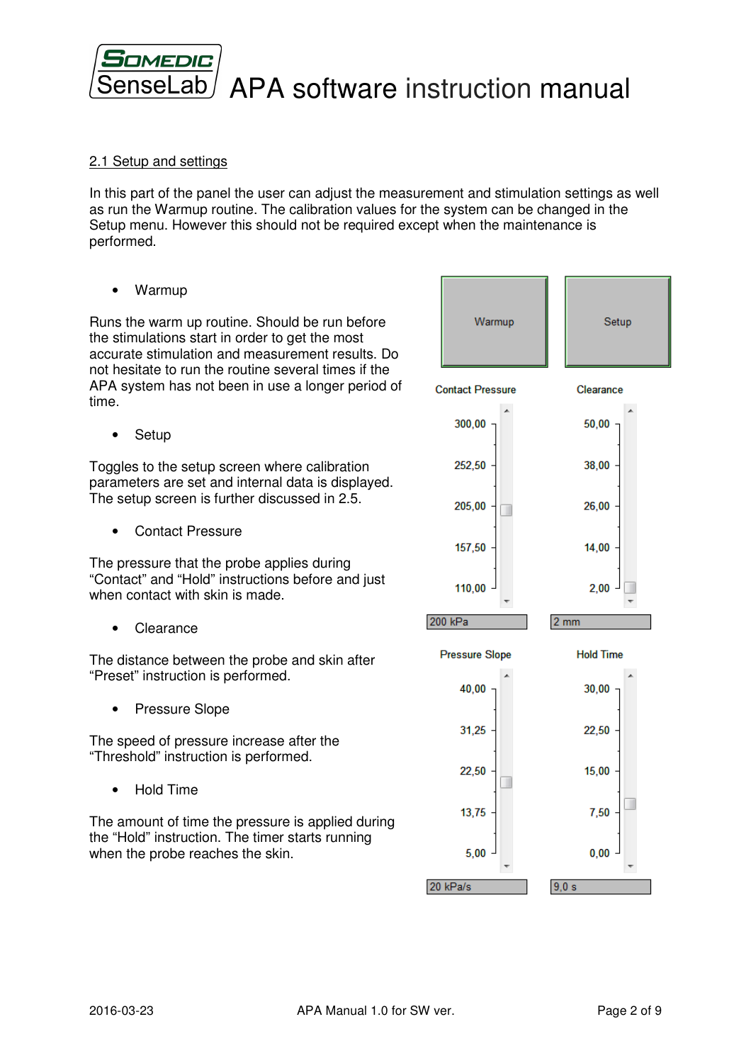## 2.1 Setup and settings

In this part of the panel the user can adjust the measurement and stimulation settings as well as run the Warmup routine. The calibration values for the system can be changed in the Setup menu. However this should not be required except when the maintenance is performed.

- Warmup

Runs the warm up routine. Should be run before the stimulations start in order to get the most accurate stimulation and measurement results. Do not hesitate to run the routine several times if the APA system has not been in use a longer period of time.

- Setup

Toggles to the setup screen where calibration parameters are set and internal data is displayed. The setup screen is further discussed in 2.5.

- Contact Pressure

The pressure that the probe applies during "Contact" and "Hold" instructions before and just when contact with skin is made.

- Clearance

The distance between the probe and skin after "Preset" instruction is performed.

- Pressure Slope

The speed of pressure increase after the "Threshold" instruction is performed.

- Hold Time

The amount of time the pressure is applied during the "Hold" instruction. The timer starts running when the probe reaches the skin.

Warmup | Setup

Contact Pressure: 300,00 / 252,50 / 205,00 / 157,50 / 110,00 — 200 kPa

Clearance: 50,00 / 38,00 / 26,00 / 14,00 / 2,00 — 2 mm

Pressure Slope: 40,00 / 31,25 / 22,50 / 13,75 / 5,00 — 20 kPa/s

Hold Time: 30,00 / 22,50 / 15,00 / 7,50 / 0,00 — 9,0 s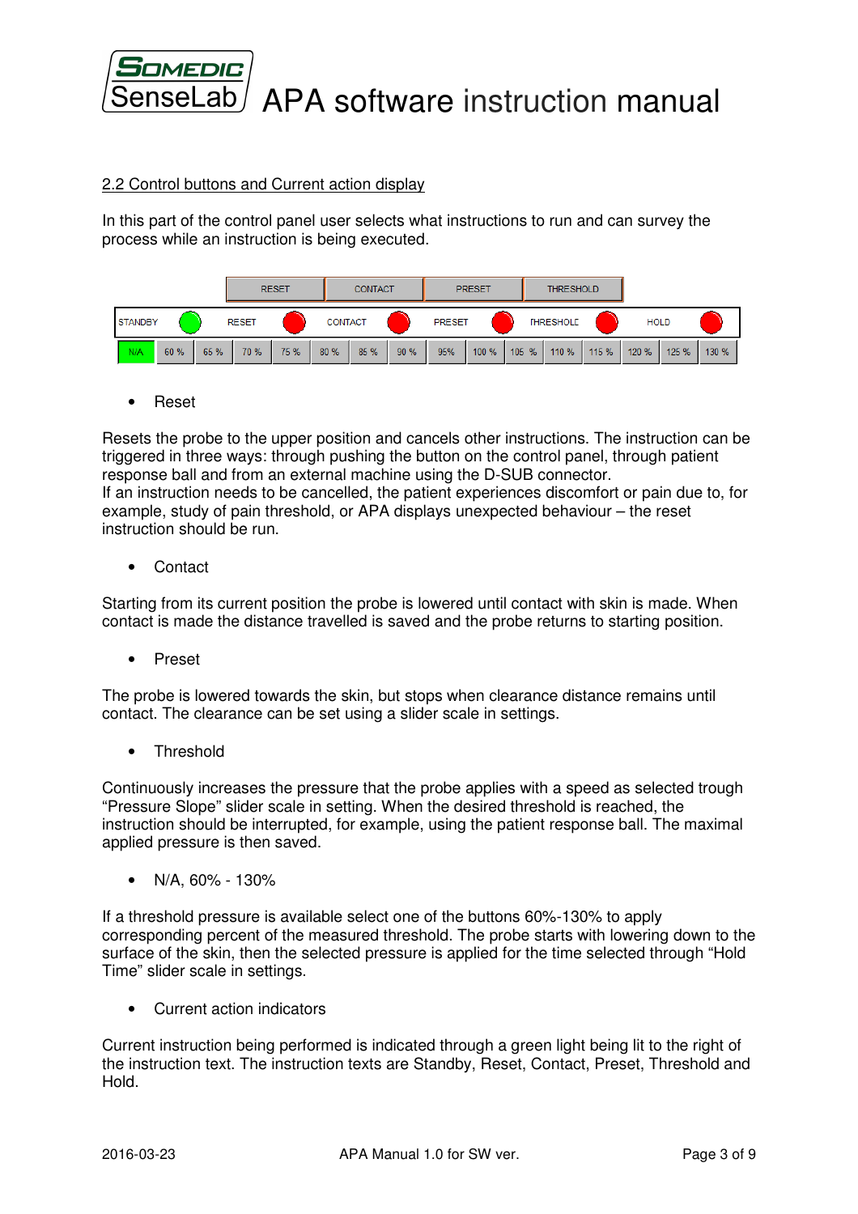## 2.2 Control buttons and Current action display

In this part of the control panel user selects what instructions to run and can survey the process while an instruction is being executed.

| | RESET | CONTACT | PRESET | THRESHOLD | |
|---|---|---|---|---|---|

| STANDBY | RESET | CONTACT | PRESET | THRESHOLD | HOLD |
|---|---|---|---|---|---|

| N/A | 60 % | 65 % | 70 % | 75 % | 80 % | 85 % | 90 % | 95% | 100 % | 105 % | 110 % | 115 % | 120 % | 125 % | 130 % |
|---|---|---|---|---|---|---|---|---|---|---|---|---|---|---|---|

- Reset

Resets the probe to the upper position and cancels other instructions. The instruction can be triggered in three ways: through pushing the button on the control panel, through patient response ball and from an external machine using the D-SUB connector.
If an instruction needs to be cancelled, the patient experiences discomfort or pain due to, for example, study of pain threshold, or APA displays unexpected behaviour – the reset instruction should be run.

- Contact

Starting from its current position the probe is lowered until contact with skin is made. When contact is made the distance travelled is saved and the probe returns to starting position.

- Preset

The probe is lowered towards the skin, but stops when clearance distance remains until contact. The clearance can be set using a slider scale in settings.

- Threshold

Continuously increases the pressure that the probe applies with a speed as selected trough "Pressure Slope" slider scale in setting. When the desired threshold is reached, the instruction should be interrupted, for example, using the patient response ball. The maximal applied pressure is then saved.

- N/A, 60% - 130%

If a threshold pressure is available select one of the buttons 60%-130% to apply corresponding percent of the measured threshold. The probe starts with lowering down to the surface of the skin, then the selected pressure is applied for the time selected through "Hold Time" slider scale in settings.

- Current action indicators

Current instruction being performed is indicated through a green light being lit to the right of the instruction text. The instruction texts are Standby, Reset, Contact, Preset, Threshold and Hold.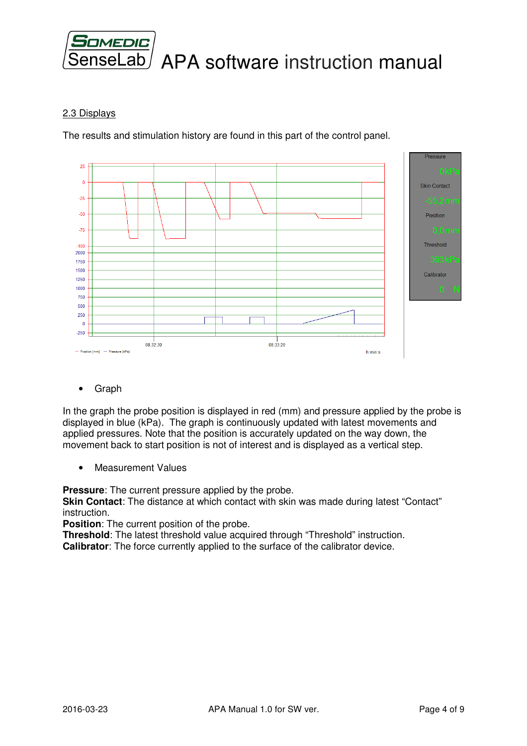## 2.3 Displays

The results and stimulation history are found in this part of the control panel.

- Graph

In the graph the probe position is displayed in red (mm) and pressure applied by the probe is displayed in blue (kPa). The graph is continuously updated with latest movements and applied pressures. Note that the position is accurately updated on the way down, the movement back to start position is not of interest and is displayed as a vertical step.

- Measurement Values

**Pressure**: The current pressure applied by the probe.
**Skin Contact**: The distance at which contact with skin was made during latest "Contact" instruction.
**Position**: The current position of the probe.
**Threshold**: The latest threshold value acquired through "Threshold" instruction.
**Calibrator**: The force currently applied to the surface of the calibrator device.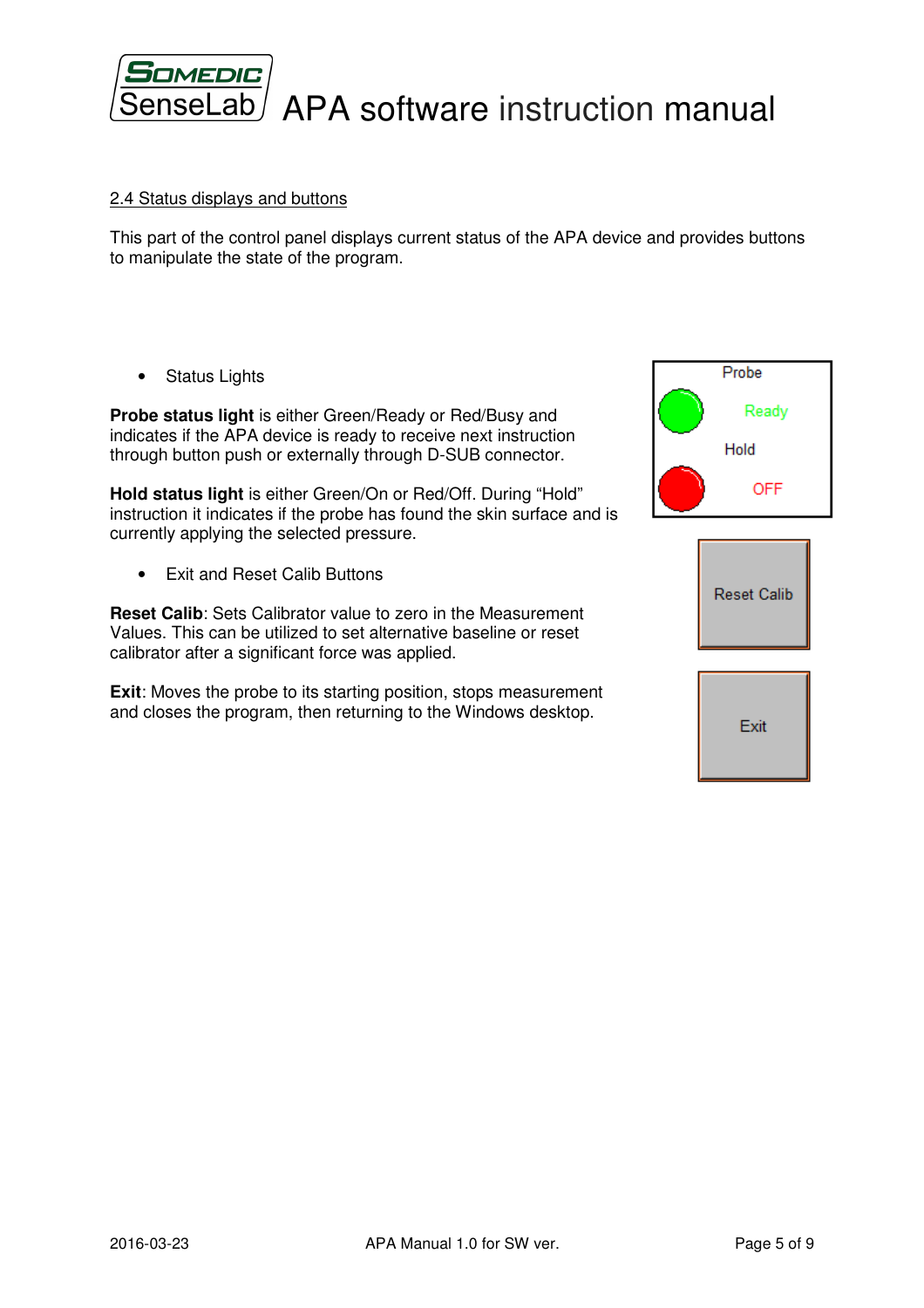## 2.4 Status displays and buttons

This part of the control panel displays current status of the APA device and provides buttons to manipulate the state of the program.

- Status Lights

**Probe status light** is either Green/Ready or Red/Busy and indicates if the APA device is ready to receive next instruction through button push or externally through D-SUB connector.

**Hold status light** is either Green/On or Red/Off. During "Hold" instruction it indicates if the probe has found the skin surface and is currently applying the selected pressure.

- Exit and Reset Calib Buttons

**Reset Calib**: Sets Calibrator value to zero in the Measurement Values. This can be utilized to set alternative baseline or reset calibrator after a significant force was applied.

**Exit**: Moves the probe to its starting position, stops measurement and closes the program, then returning to the Windows desktop.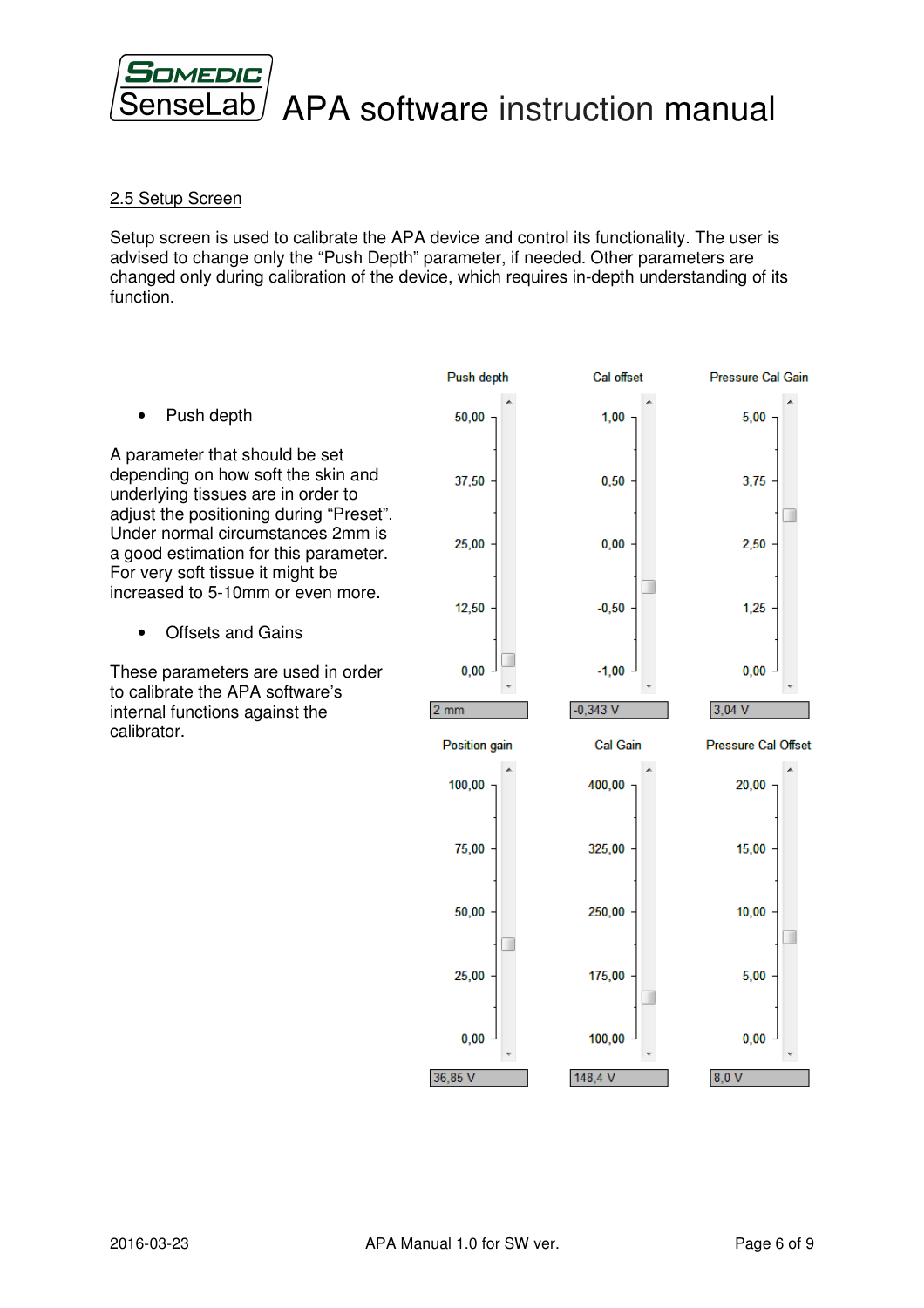## 2.5 Setup Screen

Setup screen is used to calibrate the APA device and control its functionality. The user is advised to change only the “Push Depth” parameter, if needed. Other parameters are changed only during calibration of the device, which requires in-depth understanding of its function.

- Push depth

A parameter that should be set depending on how soft the skin and underlying tissues are in order to adjust the positioning during “Preset”. Under normal circumstances 2mm is a good estimation for this parameter. For very soft tissue it might be increased to 5-10mm or even more.

- Offsets and Gains

These parameters are used in order to calibrate the APA software’s internal functions against the calibrator.

| Push depth | Cal offset | Pressure Cal Gain |
|---|---|---|
| 50,00 | 1,00 | 5,00 |
| 37,50 | 0,50 | 3,75 |
| 25,00 | 0,00 | 2,50 |
| 12,50 | -0,50 | 1,25 |
| 0,00 | -1,00 | 0,00 |
| 2 mm | -0,343 V | 3,04 V |

| Position gain | Cal Gain | Pressure Cal Offset |
|---|---|---|
| 100,00 | 400,00 | 20,00 |
| 75,00 | 325,00 | 15,00 |
| 50,00 | 250,00 | 10,00 |
| 25,00 | 175,00 | 5,00 |
| 0,00 | 100,00 | 0,00 |
| 36,85 V | 148,4 V | 8,0 V |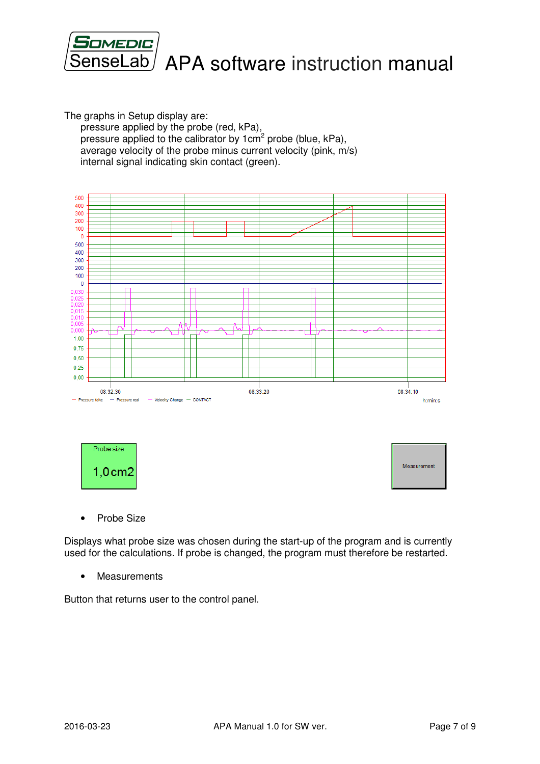The graphs in Setup display are:

pressure applied by the probe (red, kPa),
pressure applied to the calibrator by 1cm$^2$ probe (blue, kPa),
average velocity of the probe minus current velocity (pink, m/s)
internal signal indicating skin contact (green).

- Probe Size

Displays what probe size was chosen during the start-up of the program and is currently used for the calculations. If probe is changed, the program must therefore be restarted.

- Measurements

Button that returns user to the control panel.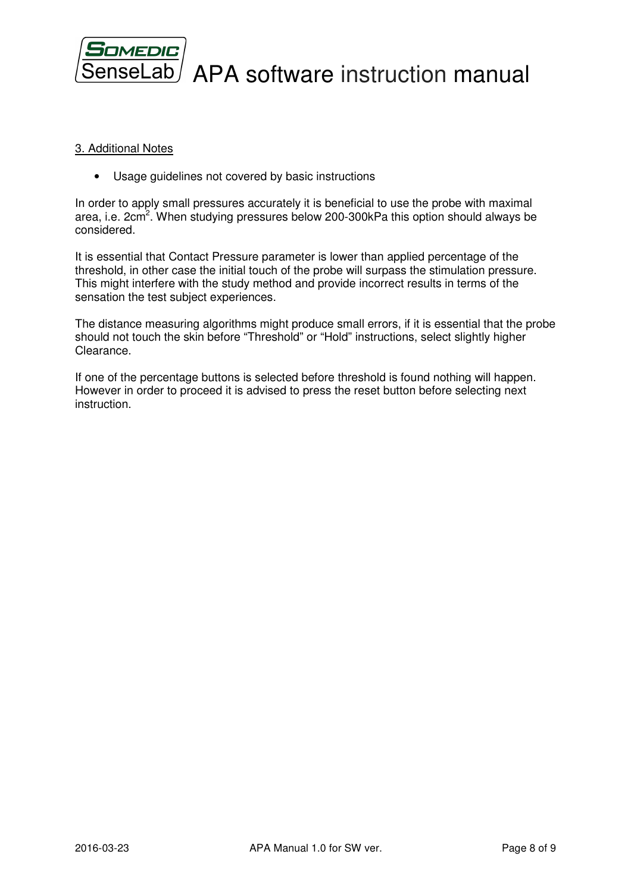## 3. Additional Notes

- Usage guidelines not covered by basic instructions

In order to apply small pressures accurately it is beneficial to use the probe with maximal area, i.e. $2cm^2$. When studying pressures below 200-300kPa this option should always be considered.

It is essential that Contact Pressure parameter is lower than applied percentage of the threshold, in other case the initial touch of the probe will surpass the stimulation pressure. This might interfere with the study method and provide incorrect results in terms of the sensation the test subject experiences.

The distance measuring algorithms might produce small errors, if it is essential that the probe should not touch the skin before “Threshold” or “Hold” instructions, select slightly higher Clearance.

If one of the percentage buttons is selected before threshold is found nothing will happen. However in order to proceed it is advised to press the reset button before selecting next instruction.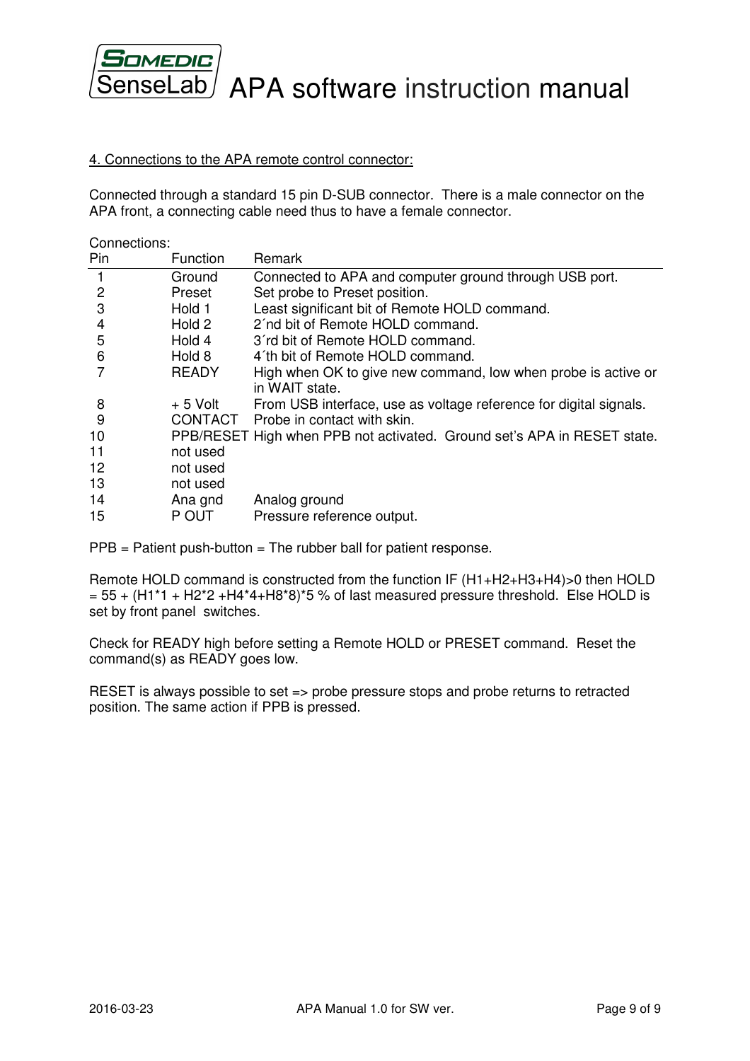## 4. Connections to the APA remote control connector:

Connected through a standard 15 pin D-SUB connector. There is a male connector on the APA front, a connecting cable need thus to have a female connector.

Connections:

| Pin | Function | Remark |
|---|---|---|
| 1 | Ground | Connected to APA and computer ground through USB port. |
| 2 | Preset | Set probe to Preset position. |
| 3 | Hold 1 | Least significant bit of Remote HOLD command. |
| 4 | Hold 2 | 2´nd bit of Remote HOLD command. |
| 5 | Hold 4 | 3´rd bit of Remote HOLD command. |
| 6 | Hold 8 | 4´th bit of Remote HOLD command. |
| 7 | READY | High when OK to give new command, low when probe is active or in WAIT state. |
| 8 | + 5 Volt | From USB interface, use as voltage reference for digital signals. |
| 9 | CONTACT | Probe in contact with skin. |
| 10 | PPB/RESET | High when PPB not activated. Ground set's APA in RESET state. |
| 11 | not used | |
| 12 | not used | |
| 13 | not used | |
| 14 | Ana gnd | Analog ground |
| 15 | P OUT | Pressure reference output. |

PPB = Patient push-button = The rubber ball for patient response.

Remote HOLD command is constructed from the function IF (H1+H2+H3+H4)>0 then HOLD = 55 + (H1*1 + H2*2 +H4*4+H8*8)*5 % of last measured pressure threshold. Else HOLD is set by front panel switches.

Check for READY high before setting a Remote HOLD or PRESET command. Reset the command(s) as READY goes low.

RESET is always possible to set => probe pressure stops and probe returns to retracted position. The same action if PPB is pressed.